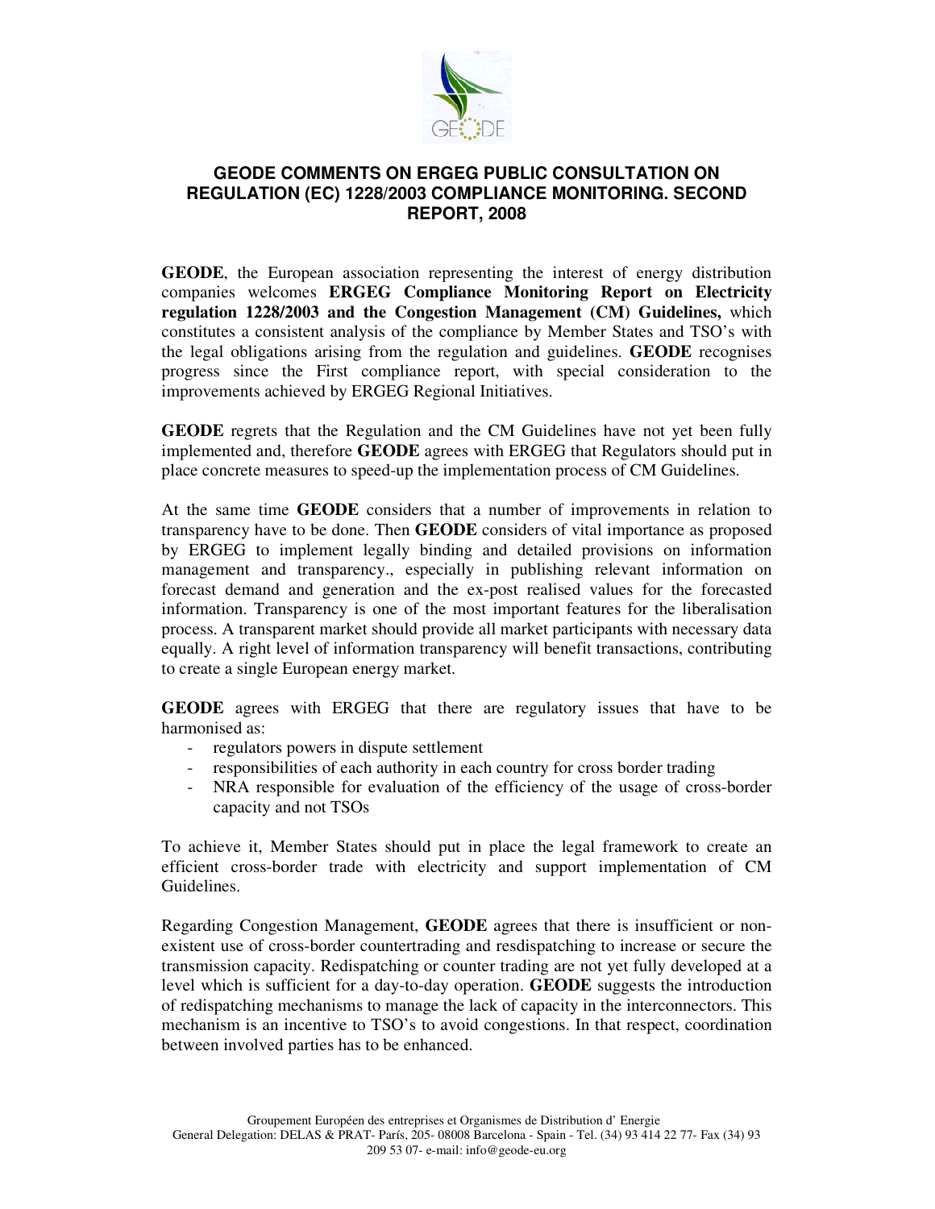# GEODE COMMENTS ON ERGEG PUBLIC CONSULTATION ON REGULATION (EC) 1228/2003 COMPLIANCE MONITORING. SECOND REPORT, 2008

**GEODE**, the European association representing the interest of energy distribution companies welcomes **ERGEG Compliance Monitoring Report on Electricity regulation 1228/2003 and the Congestion Management (CM) Guidelines,** which constitutes a consistent analysis of the compliance by Member States and TSO's with the legal obligations arising from the regulation and guidelines. **GEODE** recognises progress since the First compliance report, with special consideration to the improvements achieved by ERGEG Regional Initiatives.

**GEODE** regrets that the Regulation and the CM Guidelines have not yet been fully implemented and, therefore **GEODE** agrees with ERGEG that Regulators should put in place concrete measures to speed-up the implementation process of CM Guidelines.

At the same time **GEODE** considers that a number of improvements in relation to transparency have to be done. Then **GEODE** considers of vital importance as proposed by ERGEG to implement legally binding and detailed provisions on information management and transparency., especially in publishing relevant information on forecast demand and generation and the ex-post realised values for the forecasted information. Transparency is one of the most important features for the liberalisation process. A transparent market should provide all market participants with necessary data equally. A right level of information transparency will benefit transactions, contributing to create a single European energy market.

**GEODE** agrees with ERGEG that there are regulatory issues that have to be harmonised as:

- regulators powers in dispute settlement
- responsibilities of each authority in each country for cross border trading
- NRA responsible for evaluation of the efficiency of the usage of cross-border capacity and not TSOs

To achieve it, Member States should put in place the legal framework to create an efficient cross-border trade with electricity and support implementation of CM Guidelines.

Regarding Congestion Management, **GEODE** agrees that there is insufficient or non-existent use of cross-border countertrading and resdispatching to increase or secure the transmission capacity. Redispatching or counter trading are not yet fully developed at a level which is sufficient for a day-to-day operation. **GEODE** suggests the introduction of redispatching mechanisms to manage the lack of capacity in the interconnectors. This mechanism is an incentive to TSO's to avoid congestions. In that respect, coordination between involved parties has to be enhanced.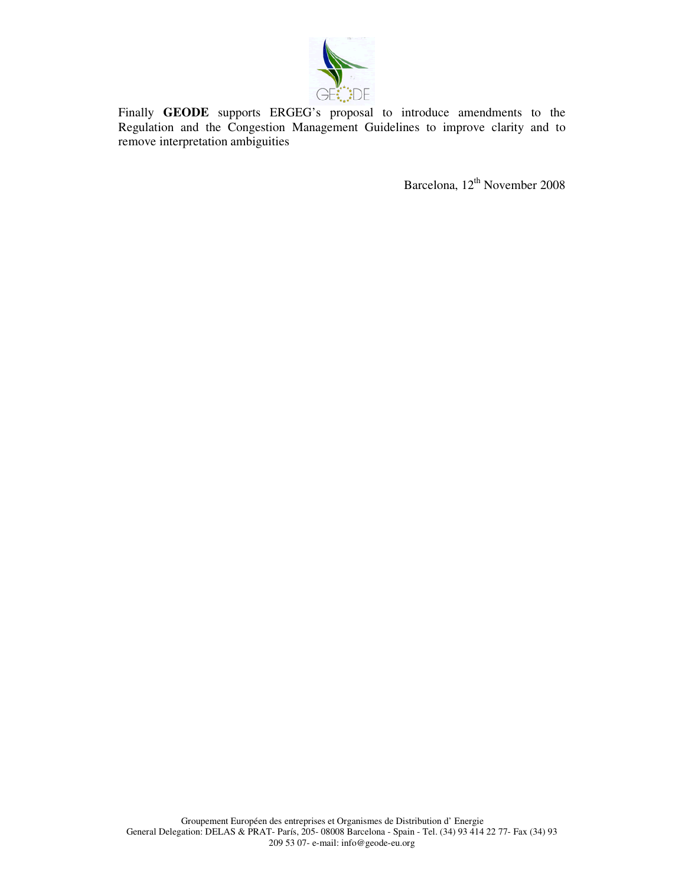Finally **GEODE** supports ERGEG's proposal to introduce amendments to the Regulation and the Congestion Management Guidelines to improve clarity and to remove interpretation ambiguities

Barcelona, 12th November 2008